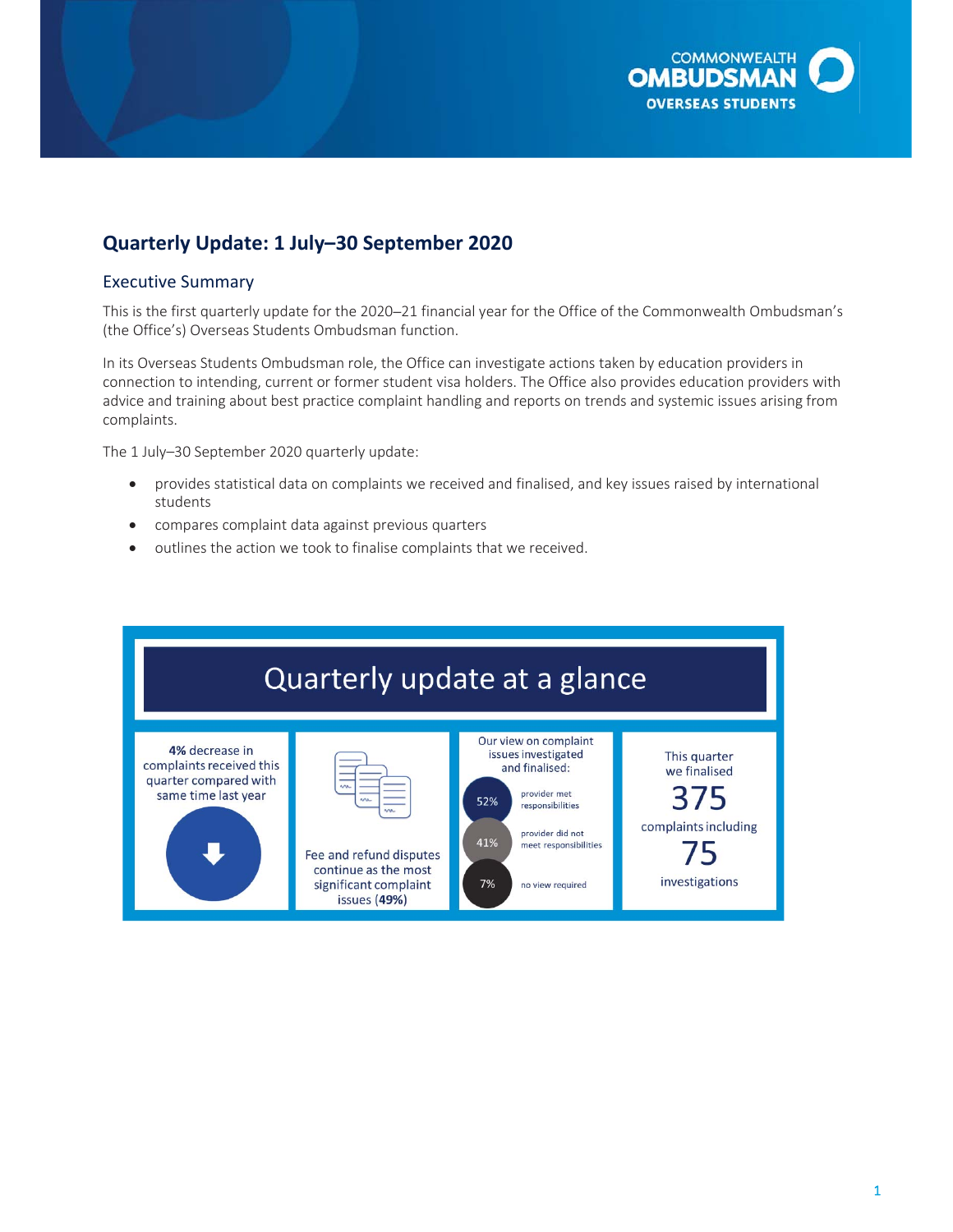## Quarterly Update: 1 July–30 September 2020

### Executive Summary

This is the first quarterly update for the 2020–21 financial year for the Office of the Commonwealth Ombudsman's (the Office's) Overseas Students Ombudsman function.

In its Overseas Students Ombudsman role, the Office can investigate actions taken by education providers in connection to intending, current or former student visa holders. The Office also provides education providers with advice and training about best practice complaint handling and reports on trends and systemic issues arising from complaints.

The 1 July–30 September 2020 quarterly update:

- provides statistical data on complaints we received and finalised, and key issues raised by international students
- compares complaint data against previous quarters
- outlines the action we took to finalise complaints that we received.

### Quarterly update at a glance

**4%** decrease in complaints received this quarter compared with same time last year

Fee and refund disputes continue as the most significant complaint issues (**49%**)

Our view on complaint issues investigated and finalised:

- 52% provider met responsibilities
- 41% provider did not meet responsibilities
- 7% no view required

This quarter we finalised 375 complaints including 75 investigations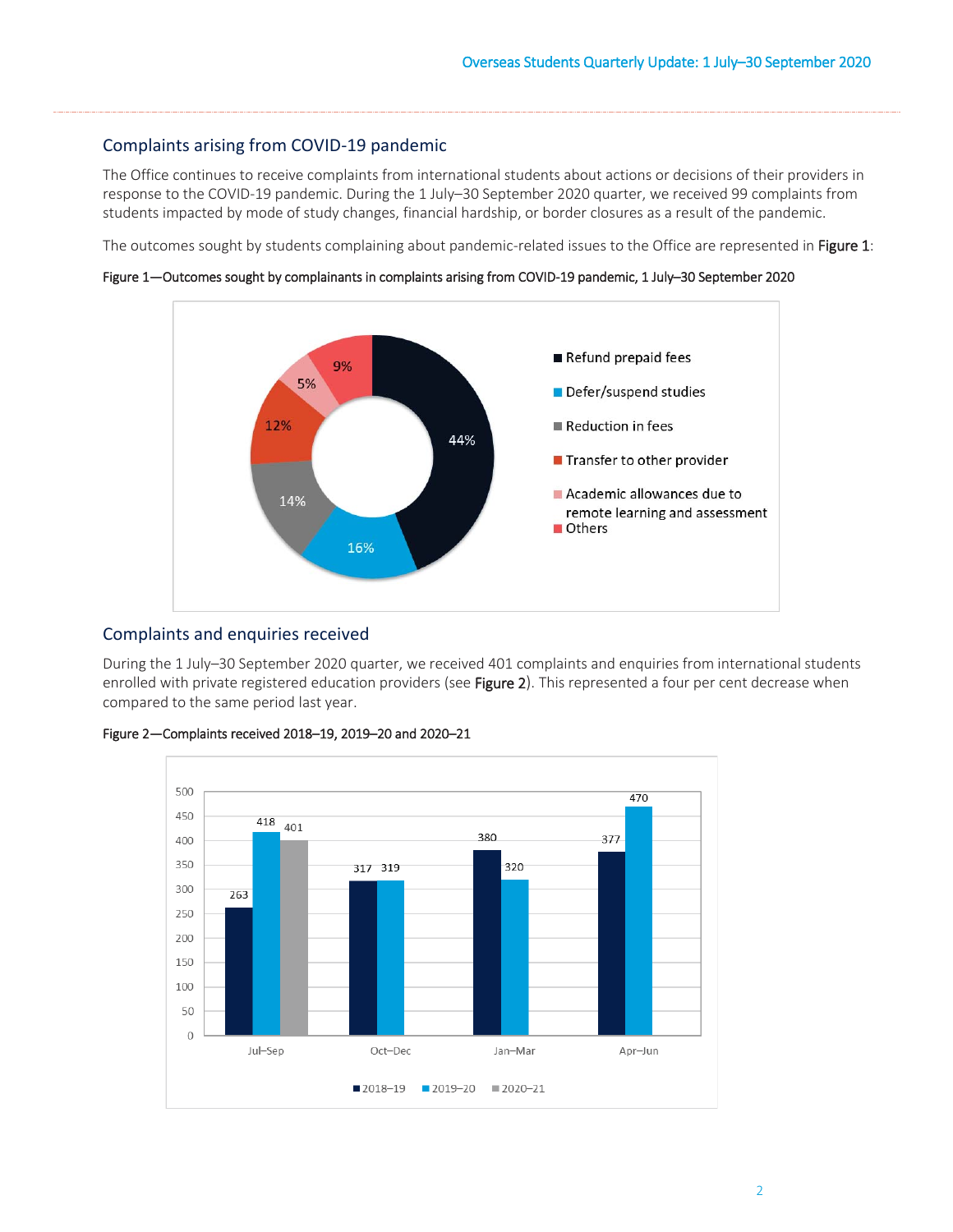## Complaints arising from COVID-19 pandemic

The Office continues to receive complaints from international students about actions or decisions of their providers in response to the COVID-19 pandemic. During the 1 July–30 September 2020 quarter, we received 99 complaints from students impacted by mode of study changes, financial hardship, or border closures as a result of the pandemic.

The outcomes sought by students complaining about pandemic-related issues to the Office are represented in **Figure 1**:

**Figure 1—Outcomes sought by complainants in complaints arising from COVID-19 pandemic, 1 July–30 September 2020**

44%
16%
14%
12%
5%
9%

Refund prepaid fees
Defer/suspend studies
Reduction in fees
Transfer to other provider
Academic allowances due to remote learning and assessment
Others

## Complaints and enquiries received

During the 1 July–30 September 2020 quarter, we received 401 complaints and enquiries from international students enrolled with private registered education providers (see **Figure 2**). This represented a four per cent decrease when compared to the same period last year.

**Figure 2—Complaints received 2018–19, 2019–20 and 2020–21**

500
450
400
350
300
250
200
150
100
50
0

Jul–Sep: 263, 418, 401
Oct–Dec: 317, 319
Jan–Mar: 380, 320
Apr–Jun: 377, 470

2018–19 2019–20 2020–21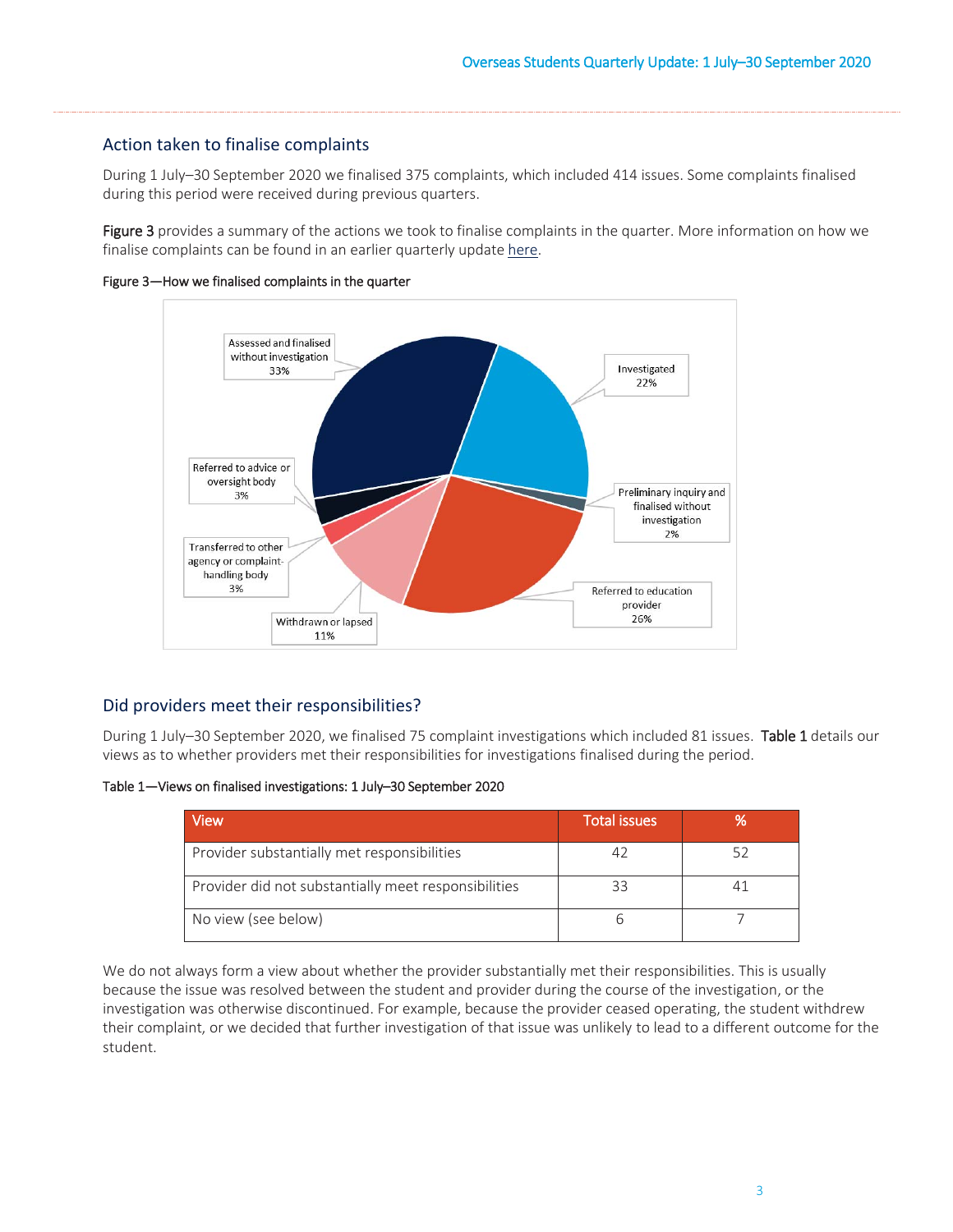## Action taken to finalise complaints

During 1 July–30 September 2020 we finalised 375 complaints, which included 414 issues. Some complaints finalised during this period were received during previous quarters.

**Figure 3** provides a summary of the actions we took to finalise complaints in the quarter. More information on how we finalise complaints can be found in an earlier quarterly update here.

Figure 3—How we finalised complaints in the quarter

- Assessed and finalised without investigation 33%
- Investigated 22%
- Preliminary inquiry and finalised without investigation 2%
- Referred to education provider 26%
- Withdrawn or lapsed 11%
- Transferred to other agency or complaint-handling body 3%
- Referred to advice or oversight body 3%

## Did providers meet their responsibilities?

During 1 July–30 September 2020, we finalised 75 complaint investigations which included 81 issues. **Table 1** details our views as to whether providers met their responsibilities for investigations finalised during the period.

Table 1—Views on finalised investigations: 1 July–30 September 2020

| View | Total issues | % |
|---|---|---|
| Provider substantially met responsibilities | 42 | 52 |
| Provider did not substantially meet responsibilities | 33 | 41 |
| No view (see below) | 6 | 7 |

We do not always form a view about whether the provider substantially met their responsibilities. This is usually because the issue was resolved between the student and provider during the course of the investigation, or the investigation was otherwise discontinued. For example, because the provider ceased operating, the student withdrew their complaint, or we decided that further investigation of that issue was unlikely to lead to a different outcome for the student.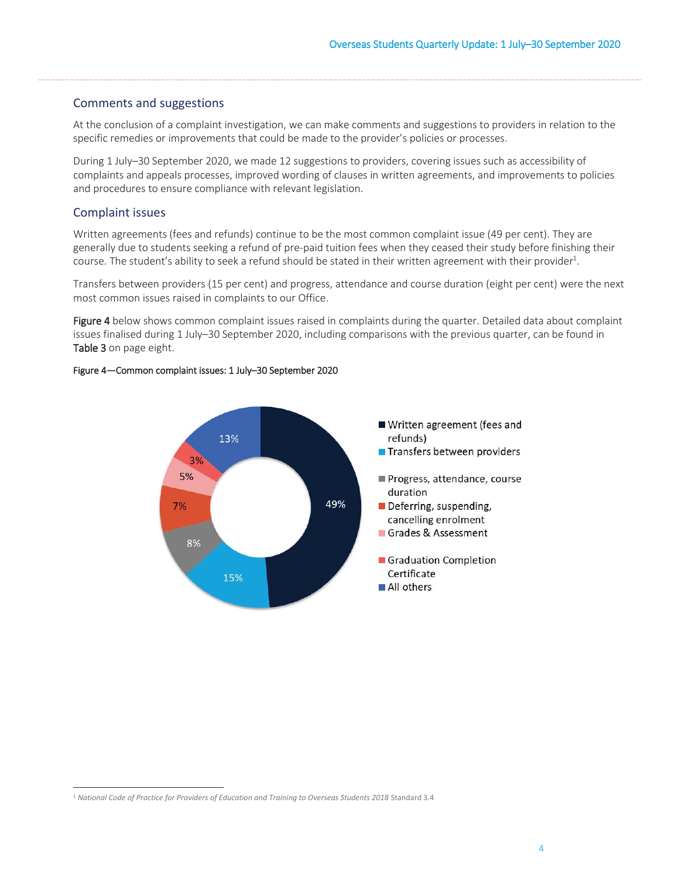## Comments and suggestions

At the conclusion of a complaint investigation, we can make comments and suggestions to providers in relation to the specific remedies or improvements that could be made to the provider's policies or processes.

During 1 July–30 September 2020, we made 12 suggestions to providers, covering issues such as accessibility of complaints and appeals processes, improved wording of clauses in written agreements, and improvements to policies and procedures to ensure compliance with relevant legislation.

## Complaint issues

Written agreements (fees and refunds) continue to be the most common complaint issue (49 per cent). They are generally due to students seeking a refund of pre-paid tuition fees when they ceased their study before finishing their course. The student's ability to seek a refund should be stated in their written agreement with their provider[1].

Transfers between providers (15 per cent) and progress, attendance and course duration (eight per cent) were the next most common issues raised in complaints to our Office.

**Figure 4** below shows common complaint issues raised in complaints during the quarter. Detailed data about complaint issues finalised during 1 July–30 September 2020, including comparisons with the previous quarter, can be found in **Table 3** on page eight.

Figure 4—Common complaint issues: 1 July–30 September 2020

| Complaint issue | Per cent |
|---|---|
| Written agreement (fees and refunds) | 49% |
| Transfers between providers | 15% |
| Progress, attendance, course duration | 8% |
| Deferring, suspending, cancelling enrolment | 7% |
| Grades & Assessment | 5% |
| Graduation Completion Certificate | 3% |
| All others | 13% |

[1] *National Code of Practice for Providers of Education and Training to Overseas Students 2018* Standard 3.4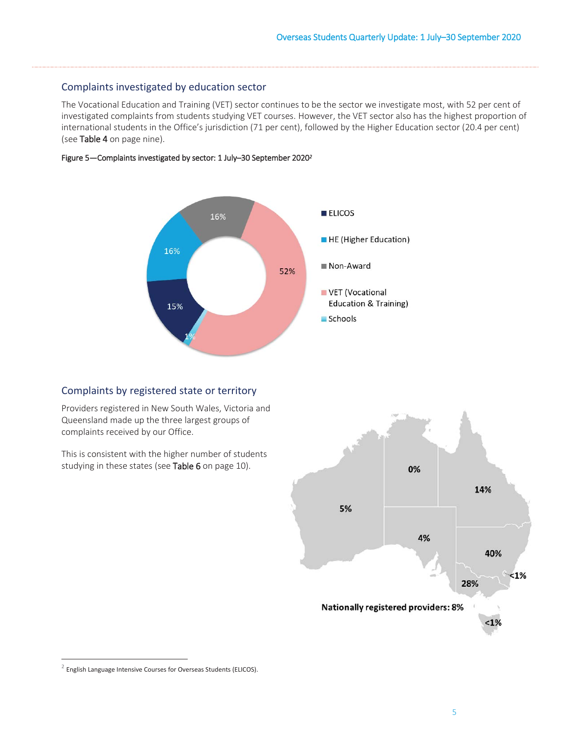## Complaints investigated by education sector

The Vocational Education and Training (VET) sector continues to be the sector we investigate most, with 52 per cent of investigated complaints from students studying VET courses. However, the VET sector also has the highest proportion of international students in the Office's jurisdiction (71 per cent), followed by the Higher Education sector (20.4 per cent) (see **Table 4** on page nine).

**Figure 5—Complaints investigated by sector: 1 July–30 September 2020**[2]

16%
16%
52%
15%
1%

ELICOS
HE (Higher Education)
Non-Award
VET (Vocational Education & Training)
Schools

## Complaints by registered state or territory

Providers registered in New South Wales, Victoria and Queensland made up the three largest groups of complaints received by our Office.

This is consistent with the higher number of students studying in these states (see **Table 6** on page 10).

0%
14%
5%
4%
40%
<1%
28%
Nationally registered providers: 8%
<1%

---

[2] English Language Intensive Courses for Overseas Students (ELICOS).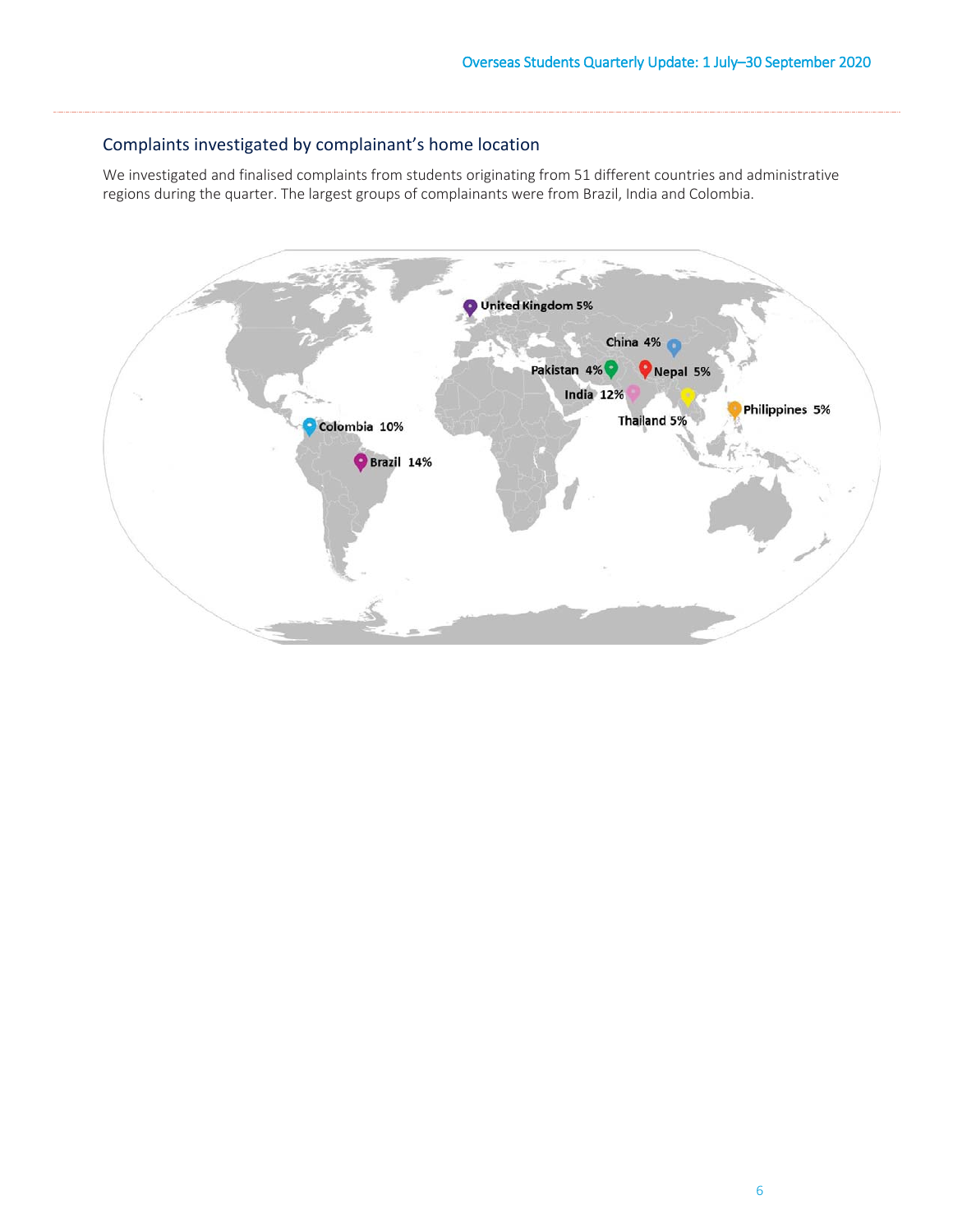## Complaints investigated by complainant's home location

We investigated and finalised complaints from students originating from 51 different countries and administrative regions during the quarter. The largest groups of complainants were from Brazil, India and Colombia.

United Kingdom 5%

China 4%

Pakistan 4%

Nepal 5%

India 12%

Thailand 5%

Philippines 5%

Colombia 10%

Brazil 14%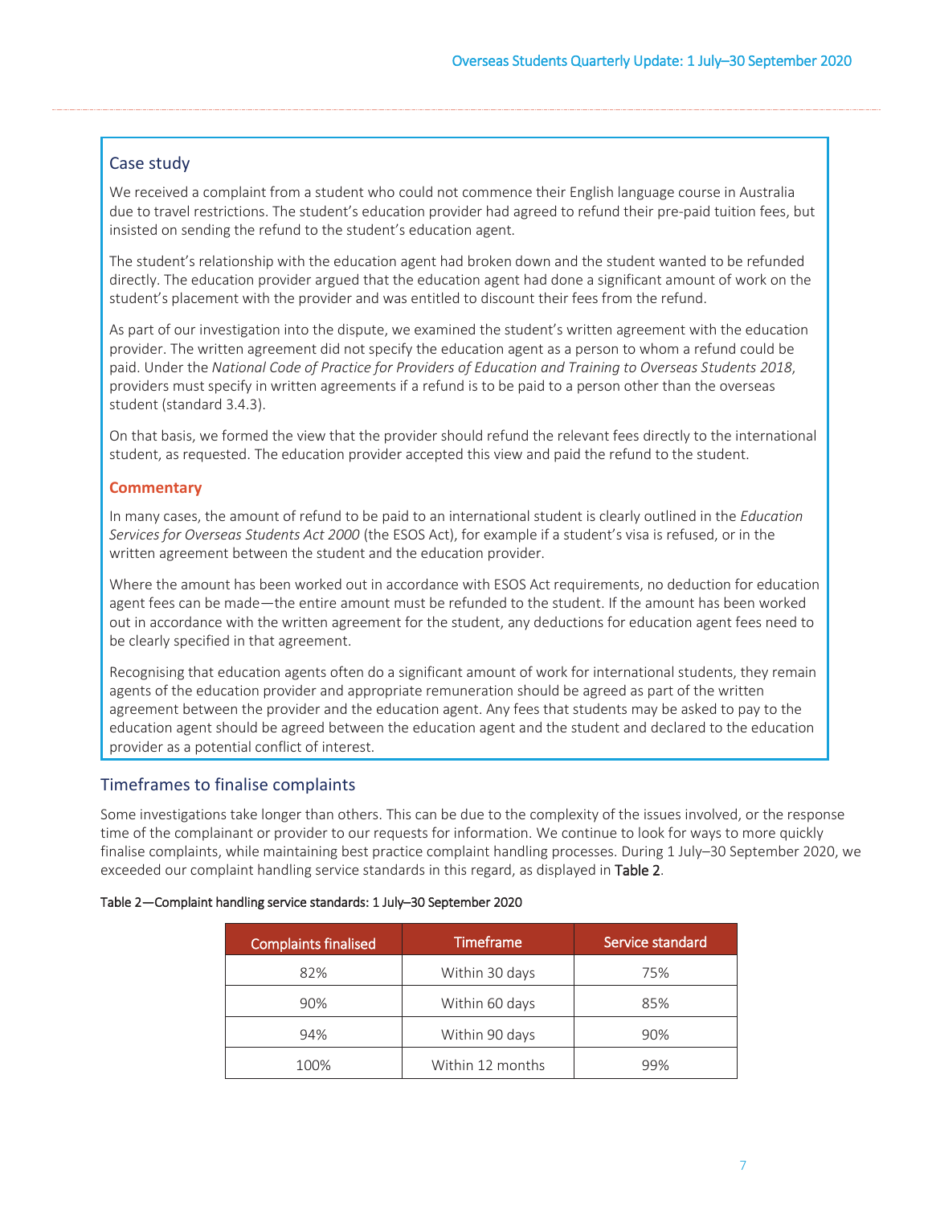## Case study

We received a complaint from a student who could not commence their English language course in Australia due to travel restrictions. The student's education provider had agreed to refund their pre-paid tuition fees, but insisted on sending the refund to the student's education agent.

The student's relationship with the education agent had broken down and the student wanted to be refunded directly. The education provider argued that the education agent had done a significant amount of work on the student's placement with the provider and was entitled to discount their fees from the refund.

As part of our investigation into the dispute, we examined the student's written agreement with the education provider. The written agreement did not specify the education agent as a person to whom a refund could be paid. Under the *National Code of Practice for Providers of Education and Training to Overseas Students 2018*, providers must specify in written agreements if a refund is to be paid to a person other than the overseas student (standard 3.4.3).

On that basis, we formed the view that the provider should refund the relevant fees directly to the international student, as requested. The education provider accepted this view and paid the refund to the student.

**Commentary**

In many cases, the amount of refund to be paid to an international student is clearly outlined in the *Education Services for Overseas Students Act 2000* (the ESOS Act), for example if a student's visa is refused, or in the written agreement between the student and the education provider.

Where the amount has been worked out in accordance with ESOS Act requirements, no deduction for education agent fees can be made—the entire amount must be refunded to the student. If the amount has been worked out in accordance with the written agreement for the student, any deductions for education agent fees need to be clearly specified in that agreement.

Recognising that education agents often do a significant amount of work for international students, they remain agents of the education provider and appropriate remuneration should be agreed as part of the written agreement between the provider and the education agent. Any fees that students may be asked to pay to the education agent should be agreed between the education agent and the student and declared to the education provider as a potential conflict of interest.

## Timeframes to finalise complaints

Some investigations take longer than others. This can be due to the complexity of the issues involved, or the response time of the complainant or provider to our requests for information. We continue to look for ways to more quickly finalise complaints, while maintaining best practice complaint handling processes. During 1 July–30 September 2020, we exceeded our complaint handling service standards in this regard, as displayed in Table 2.

Table 2—Complaint handling service standards: 1 July–30 September 2020

| Complaints finalised | Timeframe | Service standard |
|---|---|---|
| 82% | Within 30 days | 75% |
| 90% | Within 60 days | 85% |
| 94% | Within 90 days | 90% |
| 100% | Within 12 months | 99% |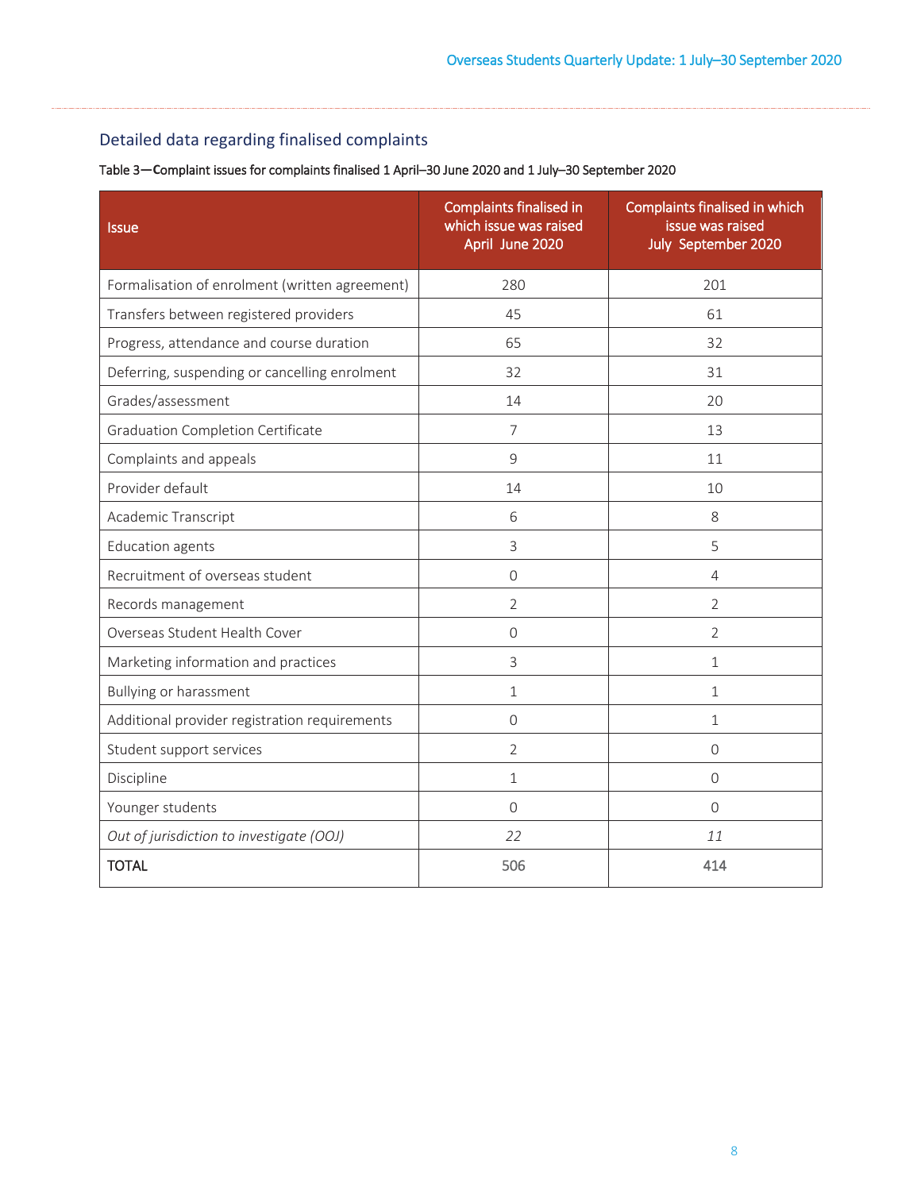## Detailed data regarding finalised complaints

**Table 3—Complaint issues for complaints finalised 1 April–30 June 2020 and 1 July–30 September 2020**

| Issue | Complaints finalised in which issue was raised April June 2020 | Complaints finalised in which issue was raised July September 2020 |
|---|---|---|
| Formalisation of enrolment (written agreement) | 280 | 201 |
| Transfers between registered providers | 45 | 61 |
| Progress, attendance and course duration | 65 | 32 |
| Deferring, suspending or cancelling enrolment | 32 | 31 |
| Grades/assessment | 14 | 20 |
| Graduation Completion Certificate | 7 | 13 |
| Complaints and appeals | 9 | 11 |
| Provider default | 14 | 10 |
| Academic Transcript | 6 | 8 |
| Education agents | 3 | 5 |
| Recruitment of overseas student | 0 | 4 |
| Records management | 2 | 2 |
| Overseas Student Health Cover | 0 | 2 |
| Marketing information and practices | 3 | 1 |
| Bullying or harassment | 1 | 1 |
| Additional provider registration requirements | 0 | 1 |
| Student support services | 2 | 0 |
| Discipline | 1 | 0 |
| Younger students | 0 | 0 |
| *Out of jurisdiction to investigate (OOJ)* | *22* | *11* |
| **TOTAL** | **506** | **414** |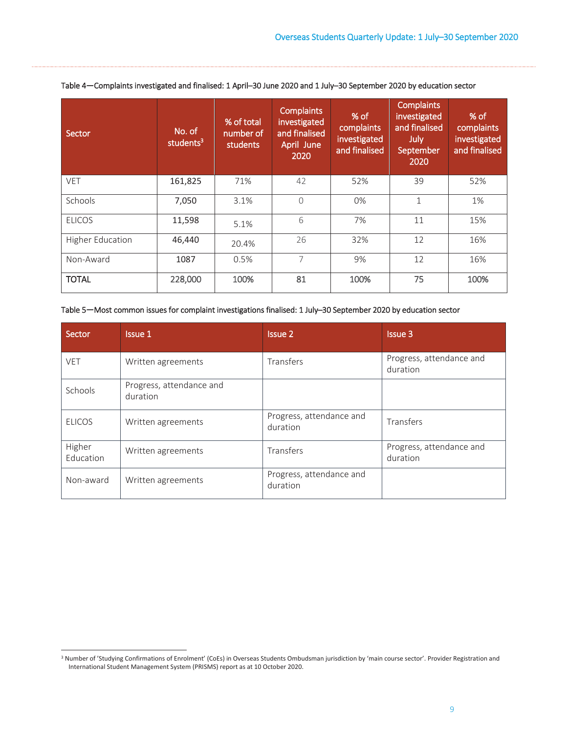Table 4—Complaints investigated and finalised: 1 April–30 June 2020 and 1 July–30 September 2020 by education sector

| Sector | No. of students[3] | % of total number of students | Complaints investigated and finalised April June 2020 | % of complaints investigated and finalised | Complaints investigated and finalised July September 2020 | % of complaints investigated and finalised |
|---|---|---|---|---|---|---|
| VET | **161,825** | 71% | 42 | 52% | 39 | 52% |
| Schools | **7,050** | 3.1% | 0 | 0% | 1 | 1% |
| ELICOS | **11,598** | 5.1% | 6 | 7% | 11 | 15% |
| Higher Education | **46,440** | 20.4% | 26 | 32% | 12 | 16% |
| Non-Award | **1087** | 0.5% | 7 | 9% | 12 | 16% |
| **TOTAL** | **228,000** | **100%** | **81** | **100%** | **75** | **100%** |

Table 5—Most common issues for complaint investigations finalised: 1 July–30 September 2020 by education sector

| Sector | Issue 1 | Issue 2 | Issue 3 |
|---|---|---|---|
| VET | Written agreements | Transfers | Progress, attendance and duration |
| Schools | Progress, attendance and duration | | |
| ELICOS | Written agreements | Progress, attendance and duration | Transfers |
| Higher Education | Written agreements | Transfers | Progress, attendance and duration |
| Non-award | Written agreements | Progress, attendance and duration | |

[3] Number of 'Studying Confirmations of Enrolment' (CoEs) in Overseas Students Ombudsman jurisdiction by 'main course sector'. Provider Registration and International Student Management System (PRISMS) report as at 10 October 2020.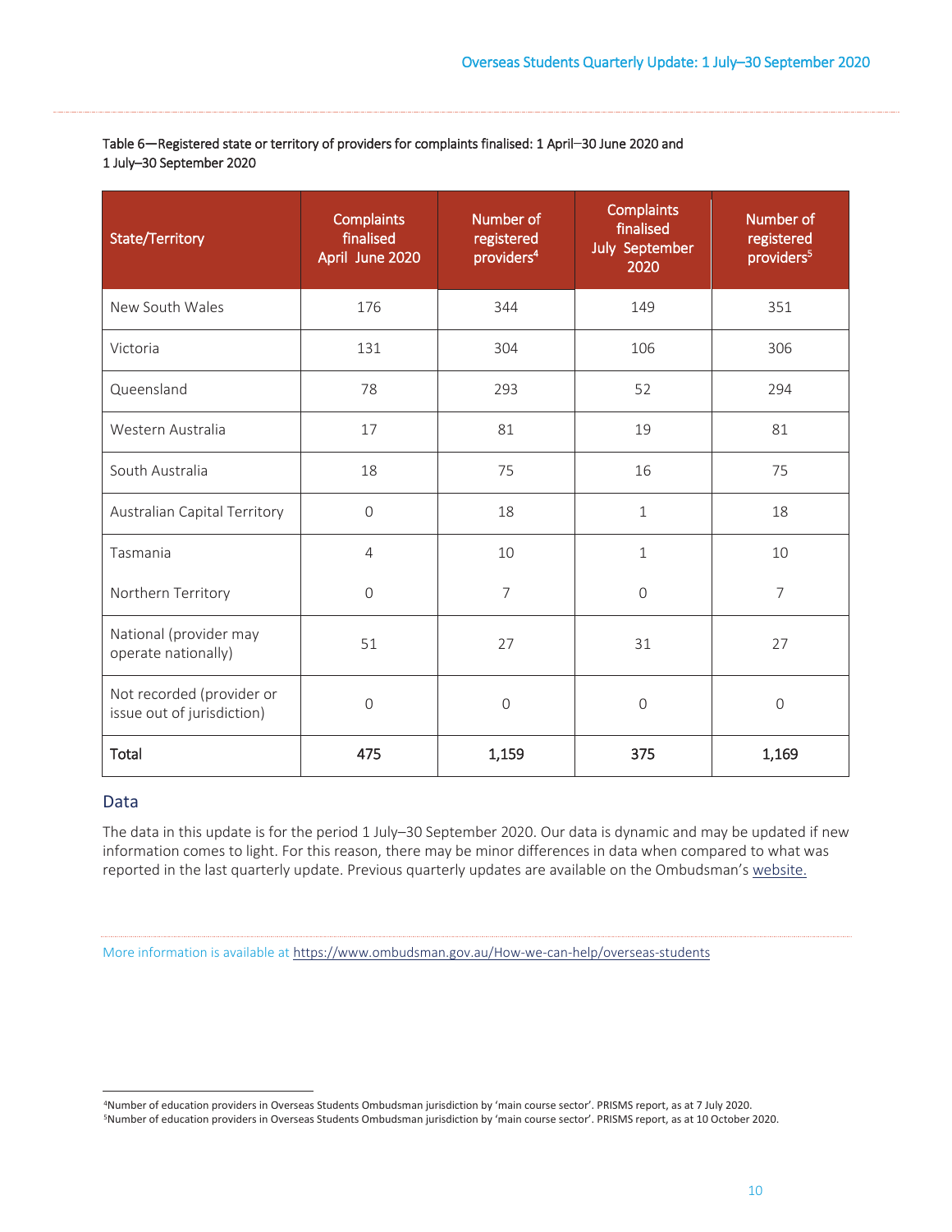Table 6—Registered state or territory of providers for complaints finalised: 1 April–30 June 2020 and 1 July–30 September 2020

| State/Territory | Complaints finalised April June 2020 | Number of registered providers[4] | Complaints finalised July September 2020 | Number of registered providers[5] |
|---|---|---|---|---|
| New South Wales | 176 | 344 | 149 | 351 |
| Victoria | 131 | 304 | 106 | 306 |
| Queensland | 78 | 293 | 52 | 294 |
| Western Australia | 17 | 81 | 19 | 81 |
| South Australia | 18 | 75 | 16 | 75 |
| Australian Capital Territory | 0 | 18 | 1 | 18 |
| Tasmania | 4 | 10 | 1 | 10 |
| Northern Territory | 0 | 7 | 0 | 7 |
| National (provider may operate nationally) | 51 | 27 | 31 | 27 |
| Not recorded (provider or issue out of jurisdiction) | 0 | 0 | 0 | 0 |
| **Total** | **475** | **1,159** | **375** | **1,169** |

## Data

The data in this update is for the period 1 July–30 September 2020. Our data is dynamic and may be updated if new information comes to light. For this reason, there may be minor differences in data when compared to what was reported in the last quarterly update. Previous quarterly updates are available on the Ombudsman's website.

More information is available at https://www.ombudsman.gov.au/How-we-can-help/overseas-students

[4] Number of education providers in Overseas Students Ombudsman jurisdiction by 'main course sector'. PRISMS report, as at 7 July 2020.

[5] Number of education providers in Overseas Students Ombudsman jurisdiction by 'main course sector'. PRISMS report, as at 10 October 2020.